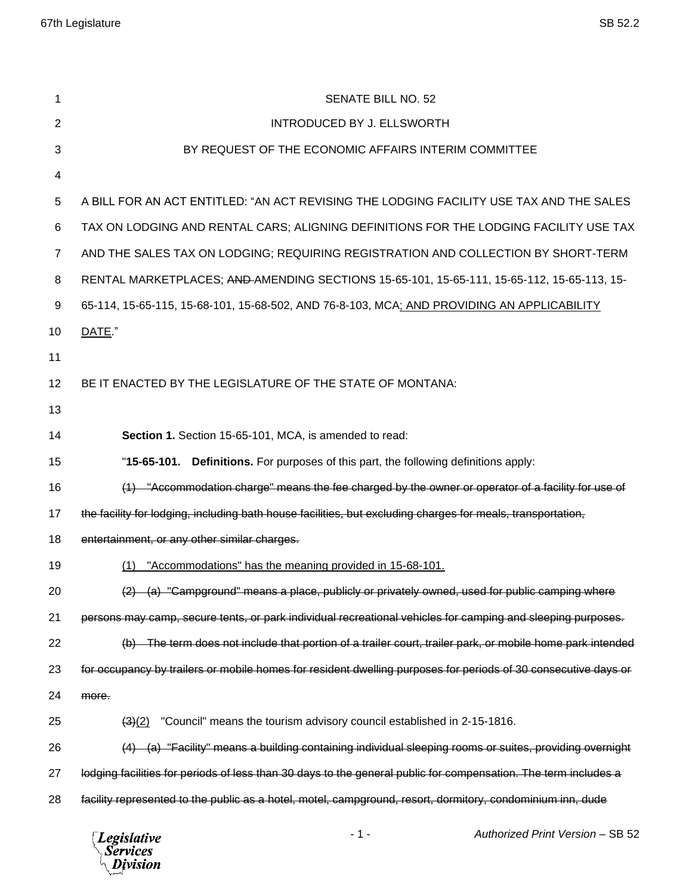SENATE BILL NO. 52

INTRODUCED BY J. ELLSWORTH

BY REQUEST OF THE ECONOMIC AFFAIRS INTERIM COMMITTEE

A BILL FOR AN ACT ENTITLED: "AN ACT REVISING THE LODGING FACILITY USE TAX AND THE SALES TAX ON LODGING AND RENTAL CARS; ALIGNING DEFINITIONS FOR THE LODGING FACILITY USE TAX AND THE SALES TAX ON LODGING; REQUIRING REGISTRATION AND COLLECTION BY SHORT-TERM RENTAL MARKETPLACES; ~~AND~~ AMENDING SECTIONS 15-65-101, 15-65-111, 15-65-112, 15-65-113, 15-65-114, 15-65-115, 15-68-101, 15-68-502, AND 76-8-103, MCA<u>; AND PROVIDING AN APPLICABILITY DATE</u>."

BE IT ENACTED BY THE LEGISLATURE OF THE STATE OF MONTANA:

**Section 1.** Section 15-65-101, MCA, is amended to read:

"**15-65-101. Definitions.** For purposes of this part, the following definitions apply:

~~(1) "Accommodation charge" means the fee charged by the owner or operator of a facility for use of the facility for lodging, including bath house facilities, but excluding charges for meals, transportation, entertainment, or any other similar charges.~~

<u>(1) "Accommodations" has the meaning provided in 15-68-101.</u>

~~(2) (a) "Campground" means a place, publicly or privately owned, used for public camping where persons may camp, secure tents, or park individual recreational vehicles for camping and sleeping purposes.~~

~~(b) The term does not include that portion of a trailer court, trailer park, or mobile home park intended for occupancy by trailers or mobile homes for resident dwelling purposes for periods of 30 consecutive days or more.~~

~~(3)~~<u>(2)</u> "Council" means the tourism advisory council established in 2-15-1816.

~~(4) (a) "Facility" means a building containing individual sleeping rooms or suites, providing overnight lodging facilities for periods of less than 30 days to the general public for compensation. The term includes a facility represented to the public as a hotel, motel, campground, resort, dormitory, condominium inn, dude~~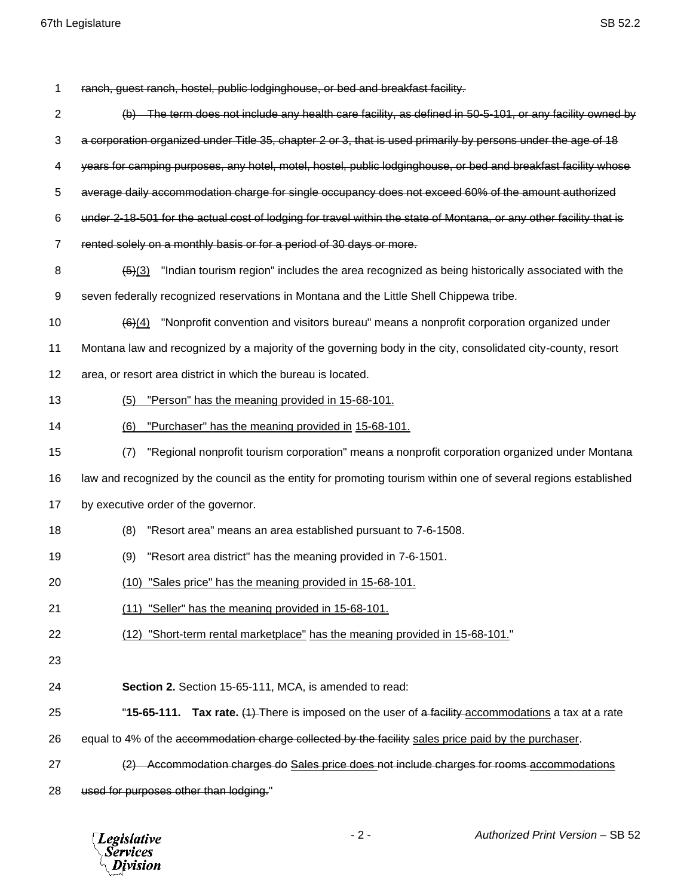~~ranch, guest ranch, hostel, public lodginghouse, or bed and breakfast facility.~~

~~(b) The term does not include any health care facility, as defined in 50-5-101, or any facility owned by a corporation organized under Title 35, chapter 2 or 3, that is used primarily by persons under the age of 18 years for camping purposes, any hotel, motel, hostel, public lodginghouse, or bed and breakfast facility whose average daily accommodation charge for single occupancy does not exceed 60% of the amount authorized under 2-18-501 for the actual cost of lodging for travel within the state of Montana, or any other facility that is rented solely on a monthly basis or for a period of 30 days or more.~~

~~(5)~~<u>(3)</u> "Indian tourism region" includes the area recognized as being historically associated with the seven federally recognized reservations in Montana and the Little Shell Chippewa tribe.

~~(6)~~<u>(4)</u> "Nonprofit convention and visitors bureau" means a nonprofit corporation organized under Montana law and recognized by a majority of the governing body in the city, consolidated city-county, resort area, or resort area district in which the bureau is located.

<u>(5) "Person" has the meaning provided in 15-68-101.</u>

<u>(6) "Purchaser" has the meaning provided in 15-68-101.</u>

(7) "Regional nonprofit tourism corporation" means a nonprofit corporation organized under Montana law and recognized by the council as the entity for promoting tourism within one of several regions established by executive order of the governor.

(8) "Resort area" means an area established pursuant to 7-6-1508.

(9) "Resort area district" has the meaning provided in 7-6-1501.

<u>(10) "Sales price" has the meaning provided in 15-68-101.</u>

<u>(11) "Seller" has the meaning provided in 15-68-101.</u>

<u>(12) "Short-term rental marketplace" has the meaning provided in 15-68-101.</u>"

**Section 2.** Section 15-65-111, MCA, is amended to read:

"**15-65-111. Tax rate.** ~~(1)~~ There is imposed on the user of ~~a facility~~ <u>accommodations</u> a tax at a rate equal to 4% of the ~~accommodation charge collected by the facility~~ <u>sales price paid by the purchaser</u>.

~~(2) Accommodation charges do~~ <u>Sales price does</u> not include charges for ~~rooms~~ <u>accommodations</u> ~~used for purposes other than lodging.~~"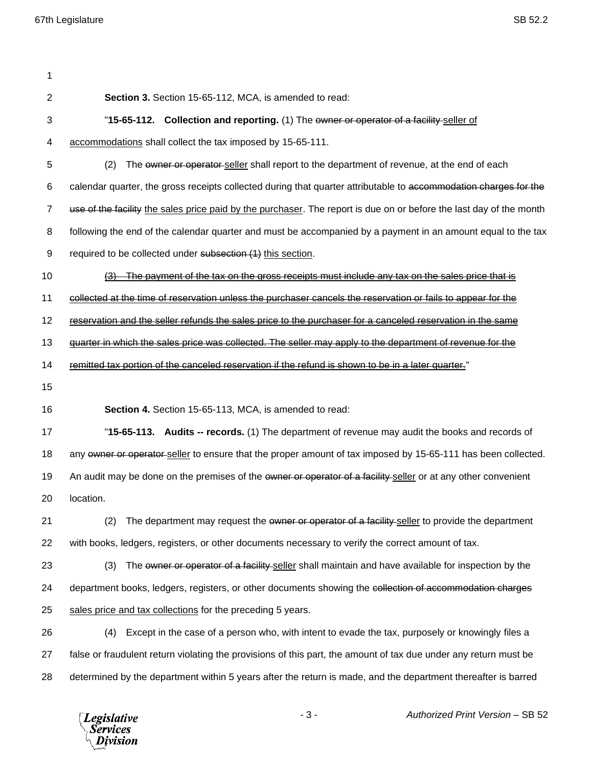**Section 3.** Section 15-65-112, MCA, is amended to read:

"**15-65-112. Collection and reporting.** (1) The ~~owner or operator of a facility~~ <u>seller of accommodations</u> shall collect the tax imposed by 15-65-111.

(2) The ~~owner or operator~~ <u>seller</u> shall report to the department of revenue, at the end of each calendar quarter, the gross receipts collected during that quarter attributable to ~~accommodation charges for the use of the facility~~ <u>the sales price paid by the purchaser</u>. The report is due on or before the last day of the month following the end of the calendar quarter and must be accompanied by a payment in an amount equal to the tax required to be collected under ~~subsection (1)~~ <u>this section</u>.

~~(3) The payment of the tax on the gross receipts must include any tax on the sales price that is collected at the time of reservation unless the purchaser cancels the reservation or fails to appear for the reservation and the seller refunds the sales price to the purchaser for a canceled reservation in the same quarter in which the sales price was collected. The seller may apply to the department of revenue for the remitted tax portion of the canceled reservation if the refund is shown to be in a later quarter.~~"

**Section 4.** Section 15-65-113, MCA, is amended to read:

"**15-65-113. Audits -- records.** (1) The department of revenue may audit the books and records of any ~~owner or operator~~ <u>seller</u> to ensure that the proper amount of tax imposed by 15-65-111 has been collected. An audit may be done on the premises of the ~~owner or operator of a facility~~ <u>seller</u> or at any other convenient location.

(2) The department may request the ~~owner or operator of a facility~~ <u>seller</u> to provide the department with books, ledgers, registers, or other documents necessary to verify the correct amount of tax.

(3) The ~~owner or operator of a facility~~ <u>seller</u> shall maintain and have available for inspection by the department books, ledgers, registers, or other documents showing the ~~collection of accommodation charges~~ <u>sales price and tax collections</u> for the preceding 5 years.

(4) Except in the case of a person who, with intent to evade the tax, purposely or knowingly files a false or fraudulent return violating the provisions of this part, the amount of tax due under any return must be determined by the department within 5 years after the return is made, and the department thereafter is barred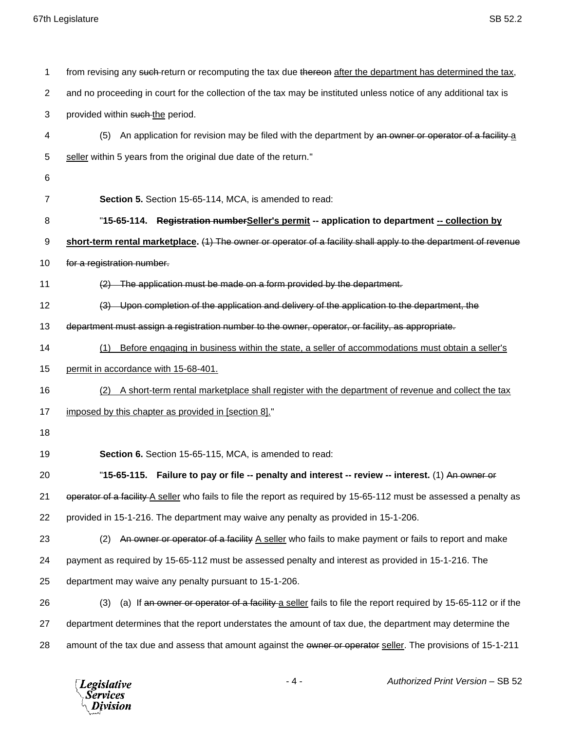from revising any ~~such~~ return or recomputing the tax due ~~thereon~~ after the department has determined the tax, and no proceeding in court for the collection of the tax may be instituted unless notice of any additional tax is provided within ~~such~~ the period.

(5) An application for revision may be filed with the department by ~~an owner or operator of a facility~~ a seller within 5 years from the original due date of the return."

**Section 5.** Section 15-65-114, MCA, is amended to read:

"**15-65-114. ~~Registration number~~Seller's permit -- application to department -- collection by short-term rental marketplace.** ~~(1) The owner or operator of a facility shall apply to the department of revenue for a registration number.~~

~~(2) The application must be made on a form provided by the department.~~

~~(3) Upon completion of the application and delivery of the application to the department, the department must assign a registration number to the owner, operator, or facility, as appropriate.~~

(1) Before engaging in business within the state, a seller of accommodations must obtain a seller's permit in accordance with 15-68-401.

(2) A short-term rental marketplace shall register with the department of revenue and collect the tax imposed by this chapter as provided in [section 8]."

**Section 6.** Section 15-65-115, MCA, is amended to read:

"**15-65-115. Failure to pay or file -- penalty and interest -- review -- interest.** (1) ~~An owner or operator of a facility~~ A seller who fails to file the report as required by 15-65-112 must be assessed a penalty as provided in 15-1-216. The department may waive any penalty as provided in 15-1-206.

(2) ~~An owner or operator of a facility~~ A seller who fails to make payment or fails to report and make payment as required by 15-65-112 must be assessed penalty and interest as provided in 15-1-216. The department may waive any penalty pursuant to 15-1-206.

(3) (a) If ~~an owner or operator of a facility~~ a seller fails to file the report required by 15-65-112 or if the department determines that the report understates the amount of tax due, the department may determine the amount of the tax due and assess that amount against the ~~owner or operator~~ seller. The provisions of 15-1-211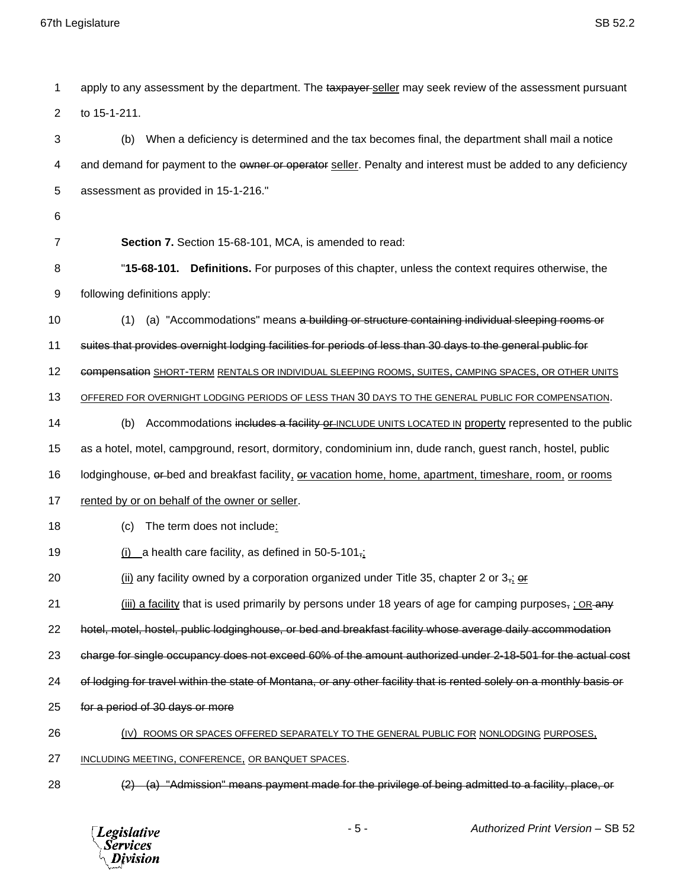apply to any assessment by the department. The ~~taxpayer~~ <u>seller</u> may seek review of the assessment pursuant to 15-1-211.

(b) When a deficiency is determined and the tax becomes final, the department shall mail a notice and demand for payment to the ~~owner or operator~~ <u>seller</u>. Penalty and interest must be added to any deficiency assessment as provided in 15-1-216."

**Section 7.** Section 15-68-101, MCA, is amended to read:

"**15-68-101. Definitions.** For purposes of this chapter, unless the context requires otherwise, the following definitions apply:

(1) (a) "Accommodations" means ~~a building or structure containing individual sleeping rooms or suites that provides overnight lodging facilities for periods of less than 30 days to the general public for compensation~~ <u>SHORT-TERM RENTALS OR INDIVIDUAL SLEEPING ROOMS, SUITES, CAMPING SPACES, OR OTHER UNITS OFFERED FOR OVERNIGHT LODGING PERIODS OF LESS THAN 30 DAYS TO THE GENERAL PUBLIC FOR COMPENSATION</u>.

(b) Accommodations ~~includes a facility or~~ <u>INCLUDE UNITS LOCATED IN</u> <u>property</u> represented to the public as a hotel, motel, campground, resort, dormitory, condominium inn, dude ranch, guest ranch, hostel, public lodginghouse, ~~or~~ bed and breakfast facility<u>,</u> ~~or~~ <u>vacation home, home, apartment, timeshare, room,</u> <u>or rooms rented by or on behalf of the owner or seller</u>.

(c) The term does not include<u>:</u>

<u>(i)</u> a health care facility, as defined in 50-5-101~~,~~<u>;</u>

<u>(ii)</u> any facility owned by a corporation organized under Title 35, chapter 2 or 3~~,~~<u>;</u> ~~or~~

<u>(iii) a facility</u> that is used primarily by persons under 18 years of age for camping purposes~~,~~ <u>; OR</u> ~~any hotel, motel, hostel, public lodginghouse, or bed and breakfast facility whose average daily accommodation charge for single occupancy does not exceed 60% of the amount authorized under 2-18-501 for the actual cost of lodging for travel within the state of Montana, or any other facility that is rented solely on a monthly basis or for a period of 30 days or more~~

<u>(IV) ROOMS OR SPACES OFFERED SEPARATELY TO THE GENERAL PUBLIC FOR NONLODGING PURPOSES, INCLUDING MEETING, CONFERENCE, OR BANQUET SPACES</u>.

~~(2) (a) "Admission" means payment made for the privilege of being admitted to a facility, place, or~~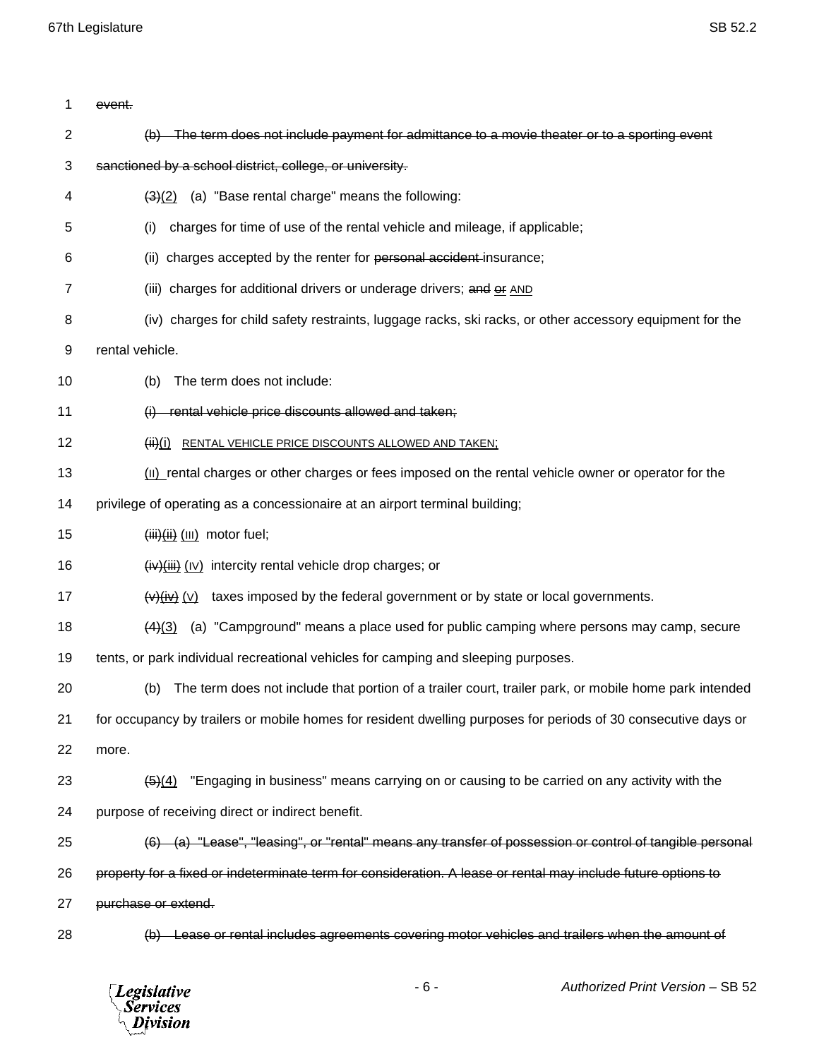1 ~~event.~~

2 ~~(b) The term does not include payment for admittance to a movie theater or to a sporting event~~

3 ~~sanctioned by a school district, college, or university.~~

4 ~~(3)~~<u>(2)</u> (a) "Base rental charge" means the following:

5 (i) charges for time of use of the rental vehicle and mileage, if applicable;

6 (ii) charges accepted by the renter for ~~personal accident~~ insurance;

7 (iii) charges for additional drivers or underage drivers; ~~and~~ ~~<u>or</u>~~ <u>AND</u>

8 (iv) charges for child safety restraints, luggage racks, ski racks, or other accessory equipment for the

9 rental vehicle.

10 (b) The term does not include:

11 ~~(i) rental vehicle price discounts allowed and taken;~~

12 ~~(ii)~~~~<u>(i)</u>~~ <u>RENTAL VEHICLE PRICE DISCOUNTS ALLOWED AND TAKEN;</u>

13 <u>(II)</u> rental charges or other charges or fees imposed on the rental vehicle owner or operator for the

14 privilege of operating as a concessionaire at an airport terminal building;

15 ~~(iii)~~~~<u>(ii)</u>~~ <u>(III)</u> motor fuel;

16 ~~(iv)~~~~<u>(iii)</u>~~ <u>(IV)</u> intercity rental vehicle drop charges; or

17 ~~(v)~~~~<u>(iv)</u>~~ <u>(V)</u> taxes imposed by the federal government or by state or local governments.

18 ~~(4)~~<u>(3)</u> (a) "Campground" means a place used for public camping where persons may camp, secure

19 tents, or park individual recreational vehicles for camping and sleeping purposes.

20 (b) The term does not include that portion of a trailer court, trailer park, or mobile home park intended

21 for occupancy by trailers or mobile homes for resident dwelling purposes for periods of 30 consecutive days or

22 more.

23 ~~(5)~~<u>(4)</u> "Engaging in business" means carrying on or causing to be carried on any activity with the

24 purpose of receiving direct or indirect benefit.

25 ~~(6) (a) "Lease", "leasing", or "rental" means any transfer of possession or control of tangible personal~~

26 ~~property for a fixed or indeterminate term for consideration. A lease or rental may include future options to~~

27 ~~purchase or extend.~~

28 ~~(b) Lease or rental includes agreements covering motor vehicles and trailers when the amount of~~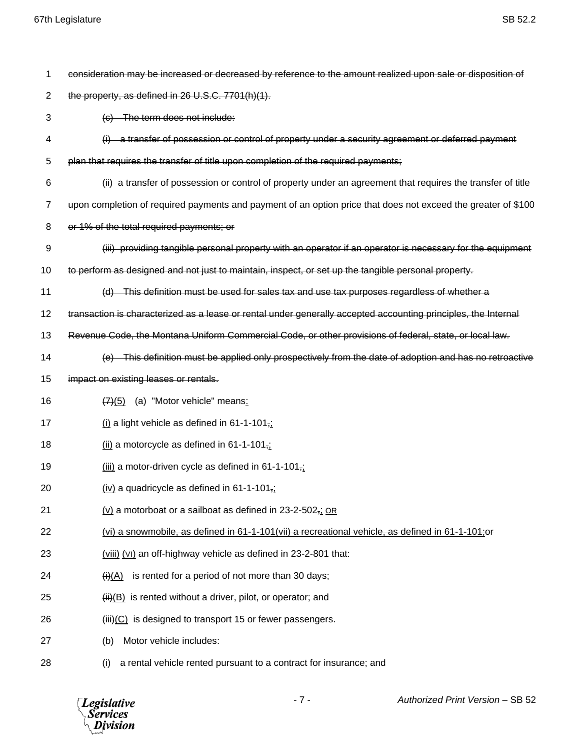~~consideration may be increased or decreased by reference to the amount realized upon sale or disposition of the property, as defined in 26 U.S.C. 7701(h)(1).~~

~~(c) The term does not include:~~

~~(i) a transfer of possession or control of property under a security agreement or deferred payment plan that requires the transfer of title upon completion of the required payments;~~

~~(ii) a transfer of possession or control of property under an agreement that requires the transfer of title upon completion of required payments and payment of an option price that does not exceed the greater of $100 or 1% of the total required payments; or~~

~~(iii) providing tangible personal property with an operator if an operator is necessary for the equipment to perform as designed and not just to maintain, inspect, or set up the tangible personal property.~~

~~(d) This definition must be used for sales tax and use tax purposes regardless of whether a transaction is characterized as a lease or rental under generally accepted accounting principles, the Internal Revenue Code, the Montana Uniform Commercial Code, or other provisions of federal, state, or local law.~~

~~(e) This definition must be applied only prospectively from the date of adoption and has no retroactive impact on existing leases or rentals.~~

~~(7)~~(5) (a) "Motor vehicle" means:

(i) a light vehicle as defined in 61-1-101~~,~~;

(ii) a motorcycle as defined in 61-1-101~~,~~;

(iii) a motor-driven cycle as defined in 61-1-101~~,~~;

(iv) a quadricycle as defined in 61-1-101~~,~~;

(v) a motorboat or a sailboat as defined in 23-2-502~~,~~; OR

~~(vi) a snowmobile, as defined in 61-1-101(vii) a recreational vehicle, as defined in 61-1-101;or~~

~~(viii)~~ (VI) an off-highway vehicle as defined in 23-2-801 that:

~~(i)~~(A) is rented for a period of not more than 30 days;

~~(ii)~~(B) is rented without a driver, pilot, or operator; and

~~(iii)~~(C) is designed to transport 15 or fewer passengers.

(b) Motor vehicle includes:

(i) a rental vehicle rented pursuant to a contract for insurance; and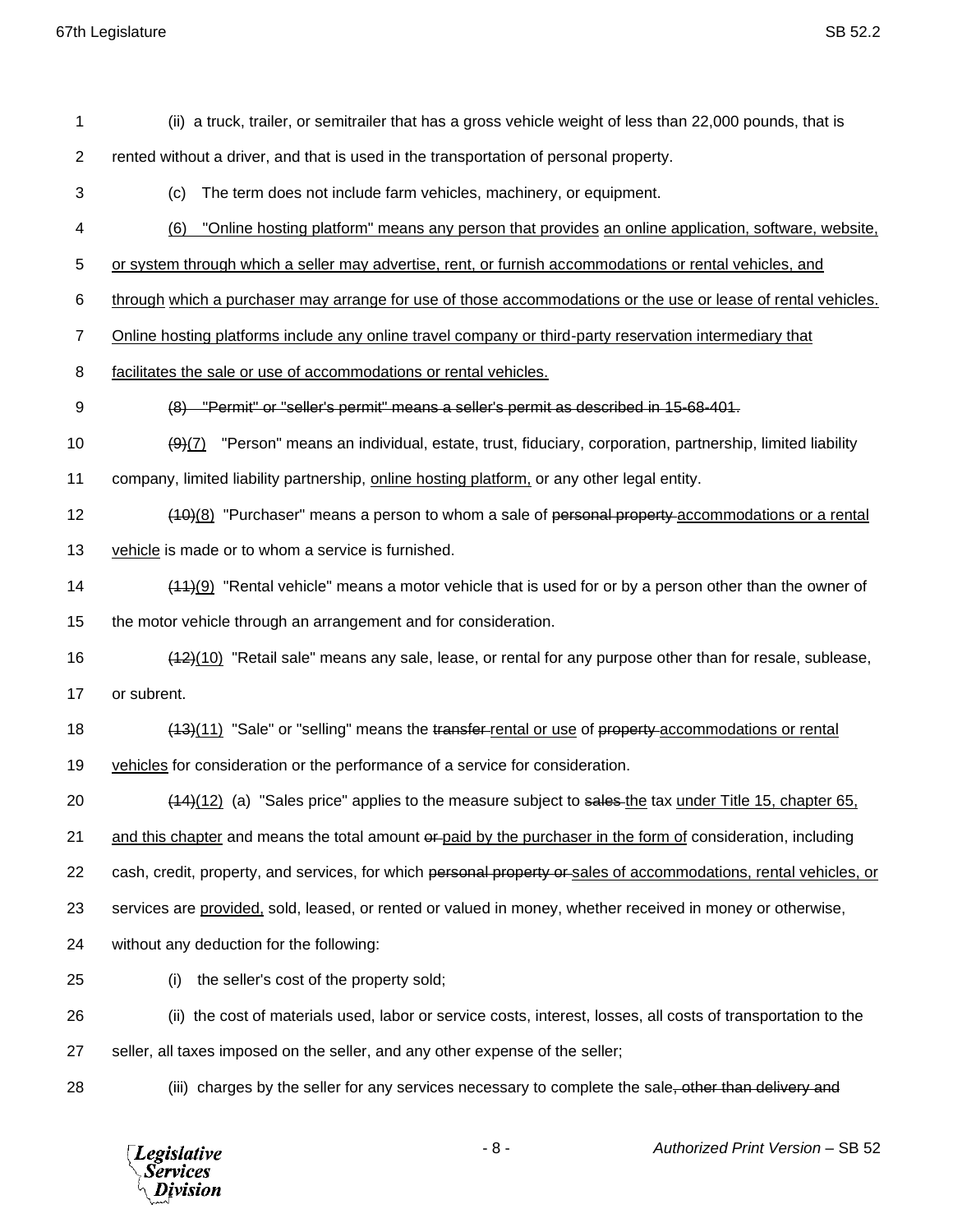(ii) a truck, trailer, or semitrailer that has a gross vehicle weight of less than 22,000 pounds, that is rented without a driver, and that is used in the transportation of personal property.

(c) The term does not include farm vehicles, machinery, or equipment.

<u>(6) "Online hosting platform" means any person that provides</u> <u>an online application, software, website, or system through which a seller may advertise, rent, or furnish accommodations or rental vehicles, and through</u> <u>which a purchaser may arrange for use of those accommodations or the use or lease of rental vehicles. Online hosting platforms include any online travel company or third-party reservation intermediary that facilitates the sale or use of accommodations or rental vehicles.</u>

~~(8) "Permit" or "seller's permit" means a seller's permit as described in 15-68-401.~~

~~(9)~~<u>(7)</u> "Person" means an individual, estate, trust, fiduciary, corporation, partnership, limited liability company, limited liability partnership, <u>online hosting platform,</u> or any other legal entity.

~~(10)~~<u>(8)</u> "Purchaser" means a person to whom a sale of ~~personal property~~ <u>accommodations or a rental vehicle</u> is made or to whom a service is furnished.

~~(11)~~<u>(9)</u> "Rental vehicle" means a motor vehicle that is used for or by a person other than the owner of the motor vehicle through an arrangement and for consideration.

~~(12)~~<u>(10)</u> "Retail sale" means any sale, lease, or rental for any purpose other than for resale, sublease, or subrent.

~~(13)~~<u>(11)</u> "Sale" or "selling" means the ~~transfer~~ <u>rental or use</u> of ~~property~~ <u>accommodations or rental vehicles</u> for consideration or the performance of a service for consideration.

~~(14)~~<u>(12)</u> (a) "Sales price" applies to the measure subject to ~~sales~~ <u>the</u> tax <u>under Title 15, chapter 65, and this chapter</u> and means the total amount ~~or~~ <u>paid by the purchaser in the form of</u> consideration, including cash, credit, property, and services, for which ~~personal property or~~ <u>sales of accommodations, rental vehicles, or</u> services are <u>provided,</u> sold, leased, or rented or valued in money, whether received in money or otherwise, without any deduction for the following:

(i) the seller's cost of the property sold;

(ii) the cost of materials used, labor or service costs, interest, losses, all costs of transportation to the seller, all taxes imposed on the seller, and any other expense of the seller;

(iii) charges by the seller for any services necessary to complete the sale~~, other than delivery and~~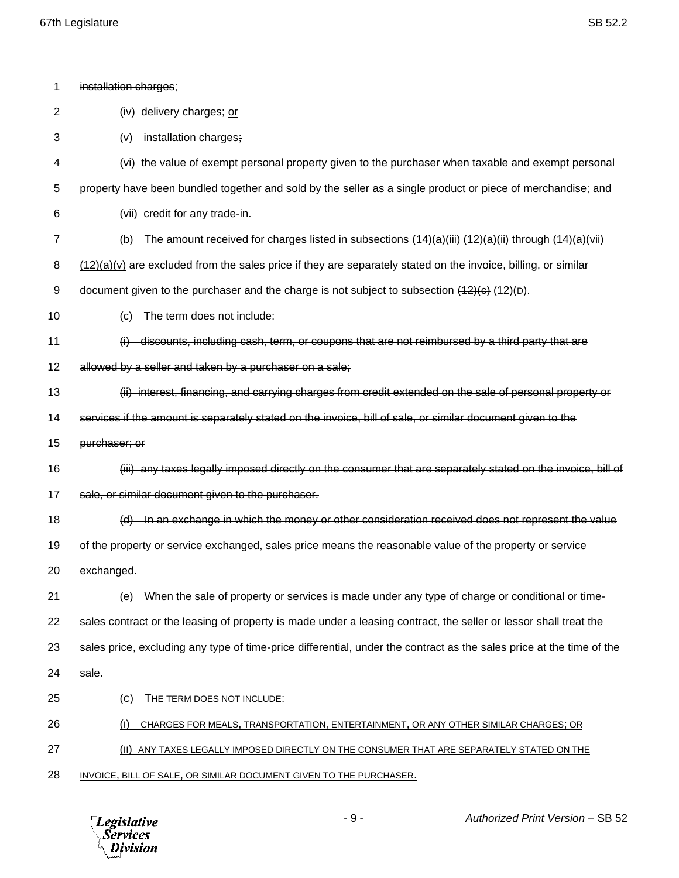~~installation charges~~;

(iv) delivery charges; <u>or</u>

(v) installation charges~~;~~

~~(vi) the value of exempt personal property given to the purchaser when taxable and exempt personal property have been bundled together and sold by the seller as a single product or piece of merchandise; and~~

~~(vii) credit for any trade-in~~.

(b) The amount received for charges listed in subsections ~~(14)(a)(iii)~~ <u>(12)(a)(ii)</u> through ~~(14)(a)(vii)~~ <u>(12)(a)(v)</u> are excluded from the sales price if they are separately stated on the invoice, billing, or similar document given to the purchaser <u>and the charge is not subject to subsection ~~(12)(c)~~ (12)(D)</u>.

~~(c) The term does not include:~~

~~(i) discounts, including cash, term, or coupons that are not reimbursed by a third party that are allowed by a seller and taken by a purchaser on a sale;~~

~~(ii) interest, financing, and carrying charges from credit extended on the sale of personal property or services if the amount is separately stated on the invoice, bill of sale, or similar document given to the purchaser; or~~

~~(iii) any taxes legally imposed directly on the consumer that are separately stated on the invoice, bill of sale, or similar document given to the purchaser.~~

~~(d) In an exchange in which the money or other consideration received does not represent the value of the property or service exchanged, sales price means the reasonable value of the property or service exchanged.~~

~~(e) When the sale of property or services is made under any type of charge or conditional or time-sales contract or the leasing of property is made under a leasing contract, the seller or lessor shall treat the sales price, excluding any type of time-price differential, under the contract as the sales price at the time of the sale.~~

<u>(C) THE TERM DOES NOT INCLUDE:</u>

<u>(I) CHARGES FOR MEALS, TRANSPORTATION, ENTERTAINMENT, OR ANY OTHER SIMILAR CHARGES; OR</u>

<u>(II) ANY TAXES LEGALLY IMPOSED DIRECTLY ON THE CONSUMER THAT ARE SEPARATELY STATED ON THE INVOICE, BILL OF SALE, OR SIMILAR DOCUMENT GIVEN TO THE PURCHASER.</u>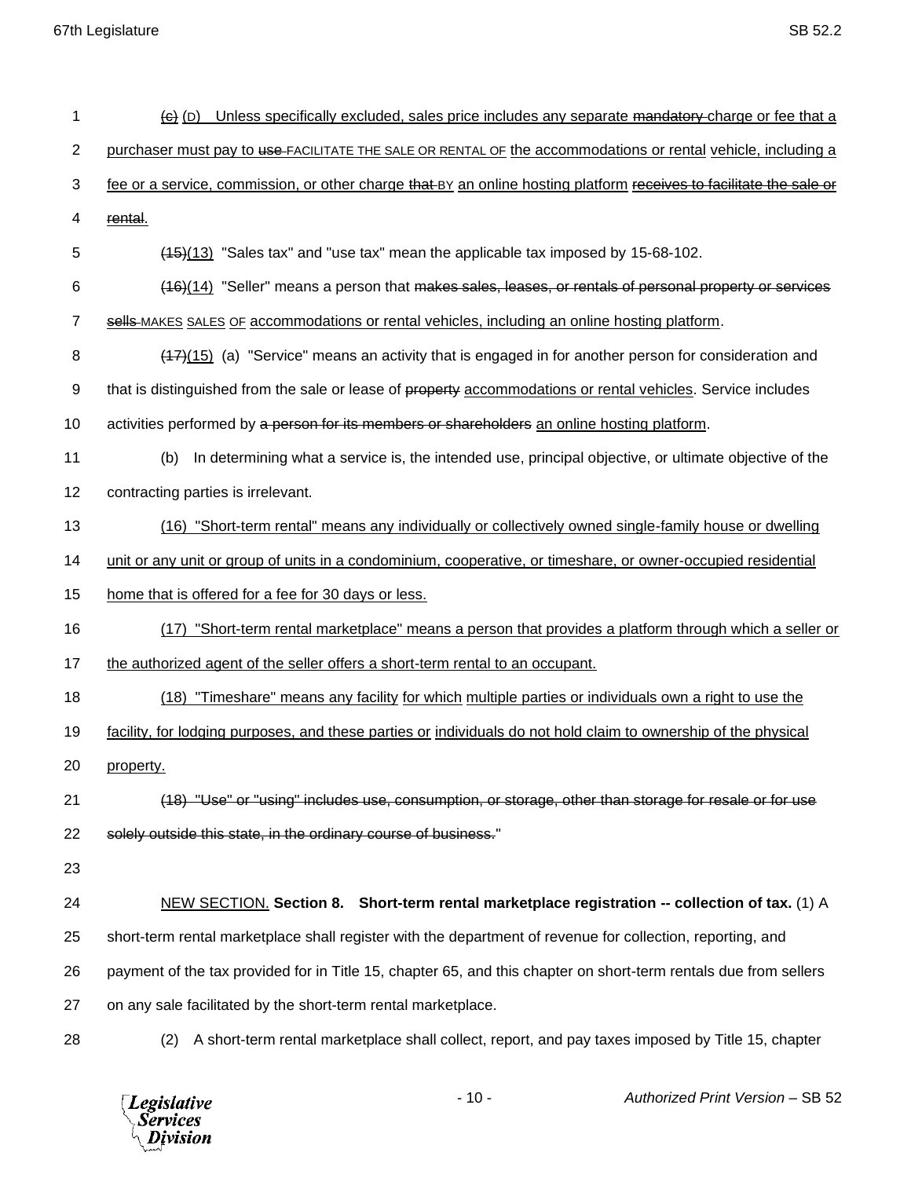(c) (D) Unless specifically excluded, sales price includes any separate mandatory charge or fee that a purchaser must pay to use FACILITATE THE SALE OR RENTAL OF the accommodations or rental vehicle, including a fee or a service, commission, or other charge that BY an online hosting platform receives to facilitate the sale or rental.

(15)(13) "Sales tax" and "use tax" mean the applicable tax imposed by 15-68-102.

(16)(14) "Seller" means a person that makes sales, leases, or rentals of personal property or services sells MAKES SALES OF accommodations or rental vehicles, including an online hosting platform.

(17)(15) (a) "Service" means an activity that is engaged in for another person for consideration and that is distinguished from the sale or lease of property accommodations or rental vehicles. Service includes activities performed by a person for its members or shareholders an online hosting platform.

(b) In determining what a service is, the intended use, principal objective, or ultimate objective of the contracting parties is irrelevant.

(16) "Short-term rental" means any individually or collectively owned single-family house or dwelling unit or any unit or group of units in a condominium, cooperative, or timeshare, or owner-occupied residential home that is offered for a fee for 30 days or less.

(17) "Short-term rental marketplace" means a person that provides a platform through which a seller or the authorized agent of the seller offers a short-term rental to an occupant.

(18) "Timeshare" means any facility for which multiple parties or individuals own a right to use the facility, for lodging purposes, and these parties or individuals do not hold claim to ownership of the physical property.

(18) "Use" or "using" includes use, consumption, or storage, other than storage for resale or for use solely outside this state, in the ordinary course of business."

NEW SECTION. **Section 8. Short-term rental marketplace registration -- collection of tax.** (1) A short-term rental marketplace shall register with the department of revenue for collection, reporting, and payment of the tax provided for in Title 15, chapter 65, and this chapter on short-term rentals due from sellers on any sale facilitated by the short-term rental marketplace.

(2) A short-term rental marketplace shall collect, report, and pay taxes imposed by Title 15, chapter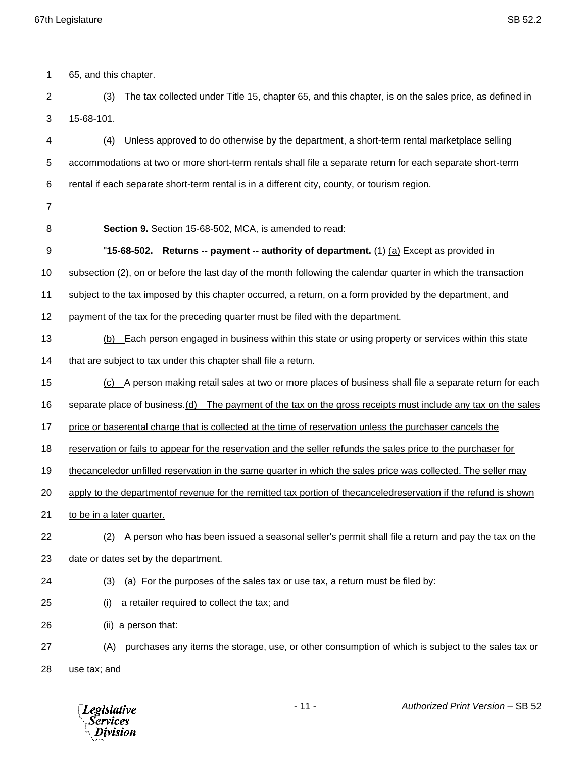65, and this chapter.

(3) The tax collected under Title 15, chapter 65, and this chapter, is on the sales price, as defined in 15-68-101.

(4) Unless approved to do otherwise by the department, a short-term rental marketplace selling accommodations at two or more short-term rentals shall file a separate return for each separate short-term rental if each separate short-term rental is in a different city, county, or tourism region.

**Section 9.** Section 15-68-502, MCA, is amended to read:

"**15-68-502. Returns -- payment -- authority of department.** (1) <u>(a)</u> Except as provided in subsection (2), on or before the last day of the month following the calendar quarter in which the transaction subject to the tax imposed by this chapter occurred, a return, on a form provided by the department, and payment of the tax for the preceding quarter must be filed with the department.

<u>(b)</u> Each person engaged in business within this state or using property or services within this state that are subject to tax under this chapter shall file a return.

<u>(c)</u> A person making retail sales at two or more places of business shall file a separate return for each separate place of business.~~(d) The payment of the tax on the gross receipts must include any tax on the sales price or baserental charge that is collected at the time of reservation unless the purchaser cancels the reservation or fails to appear for the reservation and the seller refunds the sales price to the purchaser for thecanceledor unfilled reservation in the same quarter in which the sales price was collected. The seller may apply to the departmentof revenue for the remitted tax portion of thecanceledreservation if the refund is shown to be in a later quarter.~~

(2) A person who has been issued a seasonal seller's permit shall file a return and pay the tax on the date or dates set by the department.

(3) (a) For the purposes of the sales tax or use tax, a return must be filed by:

(i) a retailer required to collect the tax; and

(ii) a person that:

(A) purchases any items the storage, use, or other consumption of which is subject to the sales tax or use tax; and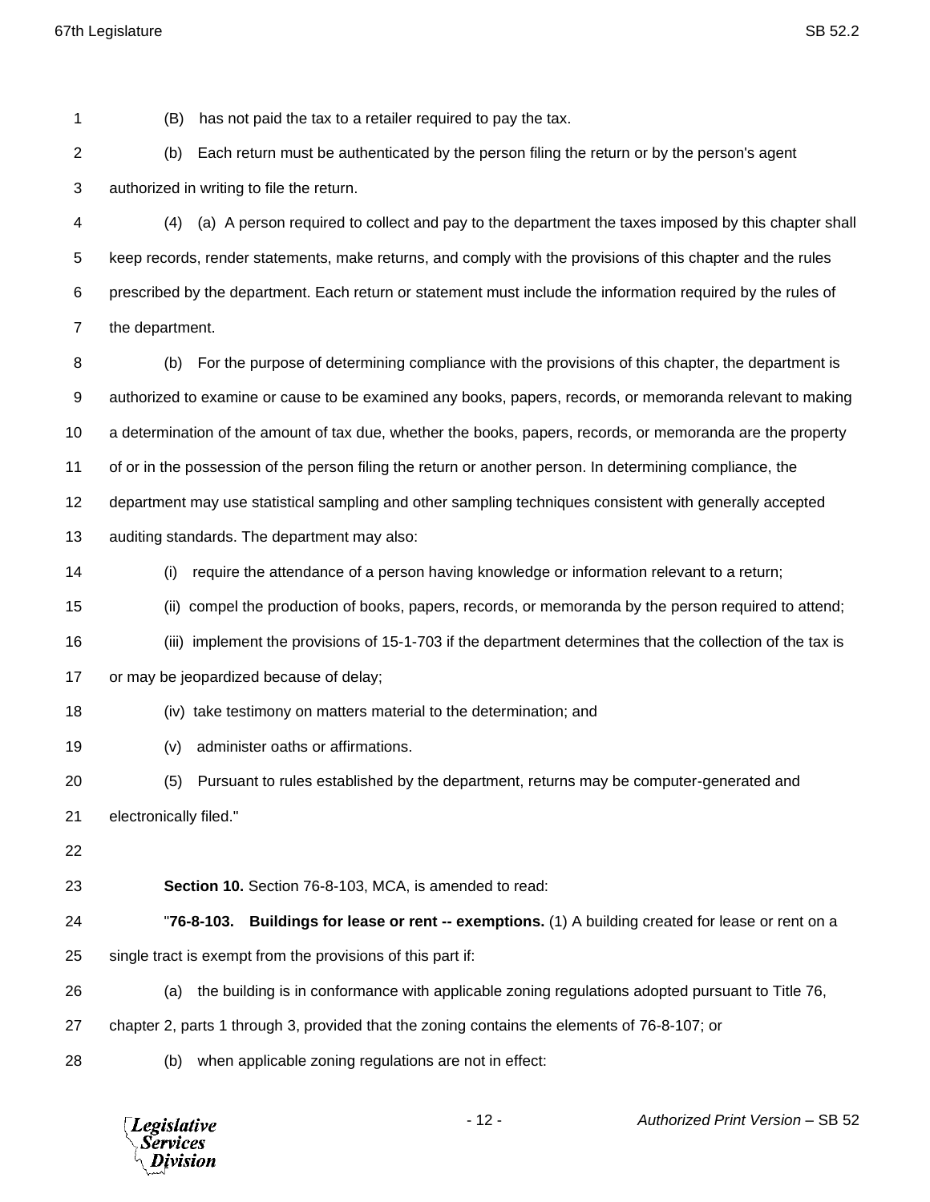(B) has not paid the tax to a retailer required to pay the tax.

(b) Each return must be authenticated by the person filing the return or by the person's agent authorized in writing to file the return.

(4) (a) A person required to collect and pay to the department the taxes imposed by this chapter shall keep records, render statements, make returns, and comply with the provisions of this chapter and the rules prescribed by the department. Each return or statement must include the information required by the rules of the department.

(b) For the purpose of determining compliance with the provisions of this chapter, the department is authorized to examine or cause to be examined any books, papers, records, or memoranda relevant to making a determination of the amount of tax due, whether the books, papers, records, or memoranda are the property of or in the possession of the person filing the return or another person. In determining compliance, the department may use statistical sampling and other sampling techniques consistent with generally accepted auditing standards. The department may also:

(i) require the attendance of a person having knowledge or information relevant to a return;

(ii) compel the production of books, papers, records, or memoranda by the person required to attend;

(iii) implement the provisions of 15-1-703 if the department determines that the collection of the tax is or may be jeopardized because of delay;

(iv) take testimony on matters material to the determination; and

(v) administer oaths or affirmations.

(5) Pursuant to rules established by the department, returns may be computer-generated and electronically filed."

**Section 10.** Section 76-8-103, MCA, is amended to read:

"**76-8-103. Buildings for lease or rent -- exemptions.** (1) A building created for lease or rent on a single tract is exempt from the provisions of this part if:

(a) the building is in conformance with applicable zoning regulations adopted pursuant to Title 76, chapter 2, parts 1 through 3, provided that the zoning contains the elements of 76-8-107; or

(b) when applicable zoning regulations are not in effect: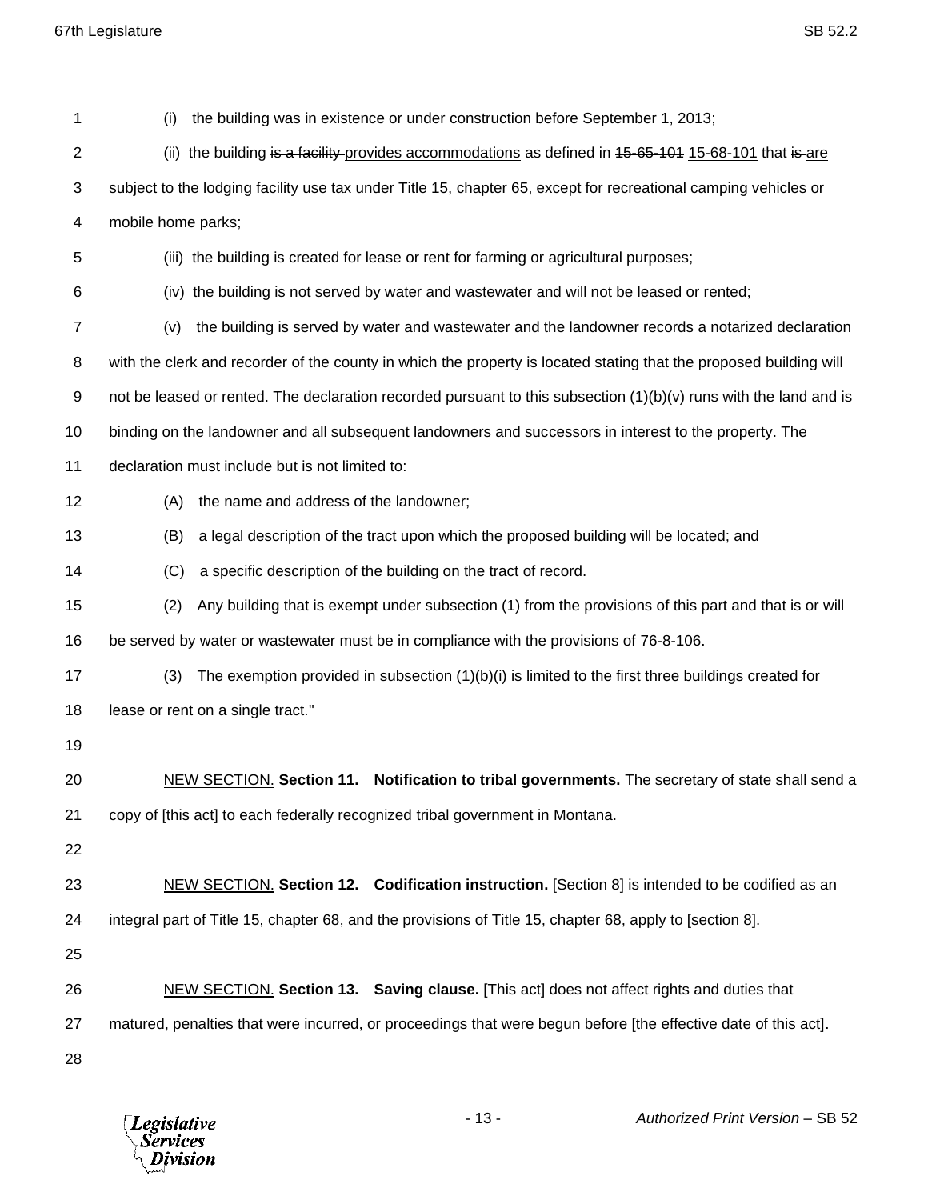(i) the building was in existence or under construction before September 1, 2013;

(ii) the building ~~is a facility~~ provides accommodations as defined in ~~15-65-101~~ 15-68-101 that ~~is~~ are subject to the lodging facility use tax under Title 15, chapter 65, except for recreational camping vehicles or mobile home parks;

(iii) the building is created for lease or rent for farming or agricultural purposes;

(iv) the building is not served by water and wastewater and will not be leased or rented;

(v) the building is served by water and wastewater and the landowner records a notarized declaration with the clerk and recorder of the county in which the property is located stating that the proposed building will not be leased or rented. The declaration recorded pursuant to this subsection (1)(b)(v) runs with the land and is binding on the landowner and all subsequent landowners and successors in interest to the property. The declaration must include but is not limited to:

(A) the name and address of the landowner;

(B) a legal description of the tract upon which the proposed building will be located; and

(C) a specific description of the building on the tract of record.

(2) Any building that is exempt under subsection (1) from the provisions of this part and that is or will be served by water or wastewater must be in compliance with the provisions of 76-8-106.

(3) The exemption provided in subsection (1)(b)(i) is limited to the first three buildings created for lease or rent on a single tract."

NEW SECTION. **Section 11. Notification to tribal governments.** The secretary of state shall send a copy of [this act] to each federally recognized tribal government in Montana.

NEW SECTION. **Section 12. Codification instruction.** [Section 8] is intended to be codified as an integral part of Title 15, chapter 68, and the provisions of Title 15, chapter 68, apply to [section 8].

NEW SECTION. **Section 13. Saving clause.** [This act] does not affect rights and duties that matured, penalties that were incurred, or proceedings that were begun before [the effective date of this act].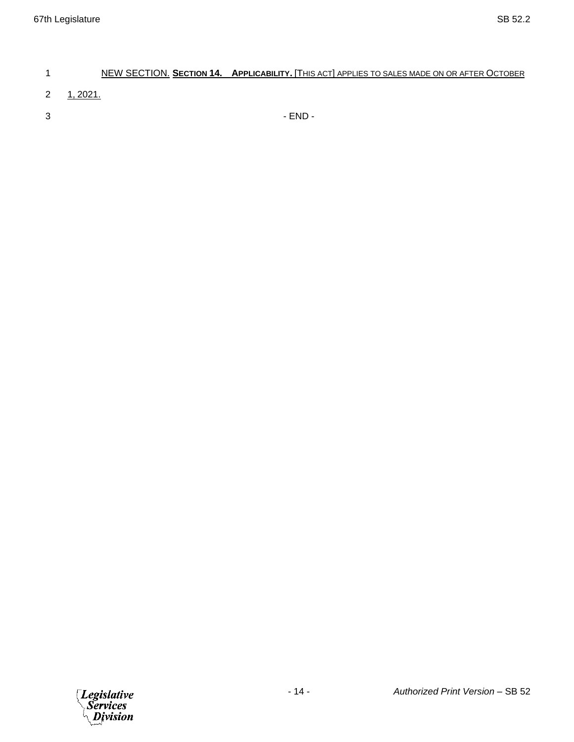NEW SECTION. **Section 14. Applicability.** [This act] applies to sales made on or after October 1, 2021.

\- END -